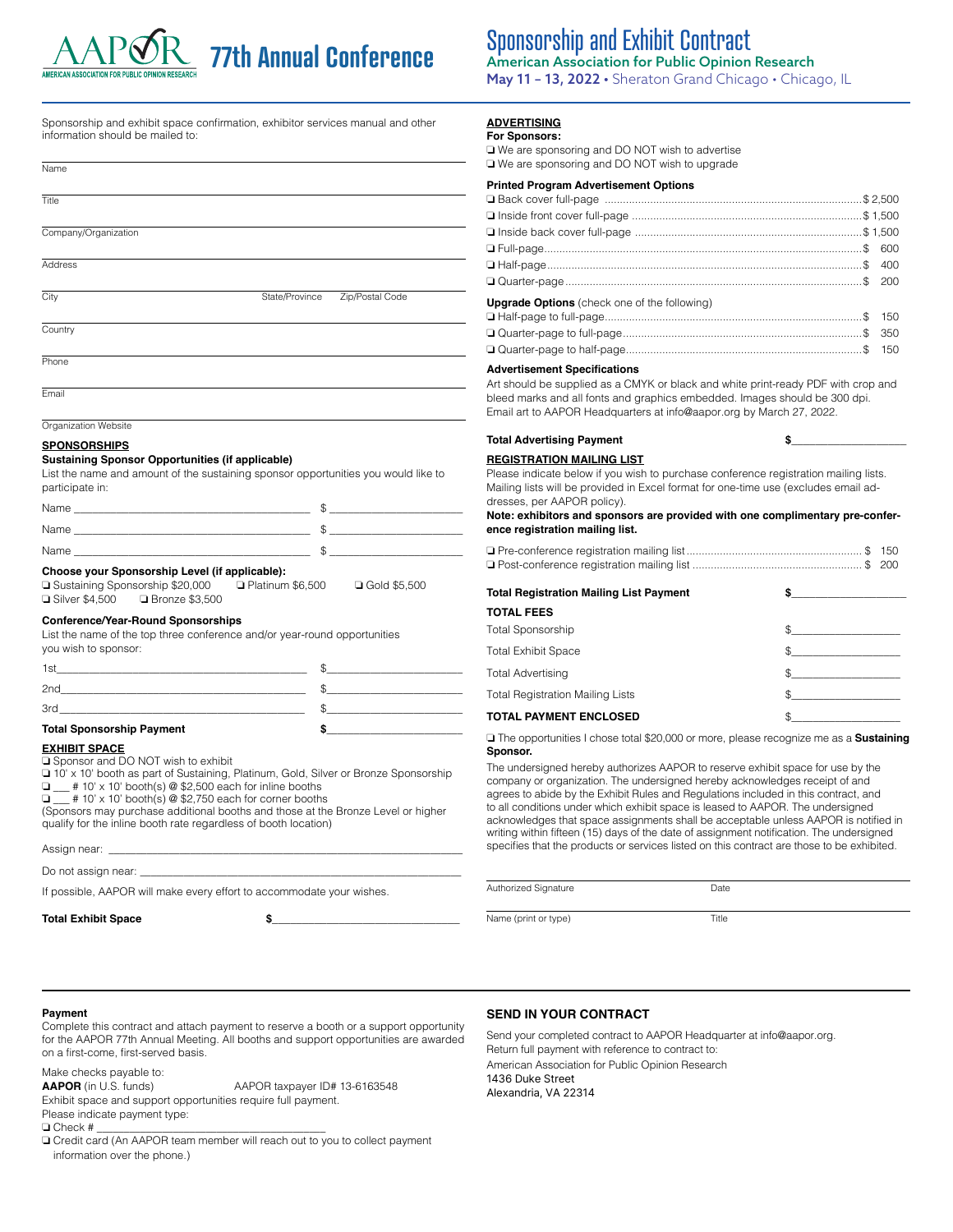# 77th Annual Conference

# Sponsorship and Exhibit Contract

**American Association for Public Opinion Research**

**May 11 – 13, 2022** • Sheraton Grand Chicago • Chicago, IL

Sponsorship and exhibit space confirmation, exhibitor services manual and other information should be mailed to:

Name

Title

Company/Organization

Address

City State/Province Zip/Postal Code

Country

Phone

Email

Organization Website

## SPONSORSHIPS

**Sustaining Sponsor Opportunities (if applicable)**

List the name and amount of the sustaining sponsor opportunities you would like to participate in:

Name ______________________________ $ ______________

Name ______________________________ $ ______________

Name ______________________________ $ ______________

**Choose your Sponsorship Level (if applicable):**

❑ Sustaining Sponsorship $20,000 ❑ Platinum $6,500 ❑ Gold $5,500
❑ Silver $4,500 ❑ Bronze $3,500

**Conference/Year-Round Sponsorships**

List the name of the top three conference and/or year-round opportunities you wish to sponsor:

1st______________________________ $______________

2nd______________________________ $______________

3rd______________________________ $______________

**Total Sponsorship Payment** **$______________**

## EXHIBIT SPACE

❑ Sponsor and DO NOT wish to exhibit
❑ 10' x 10' booth as part of Sustaining, Platinum, Gold, Silver or Bronze Sponsorship
❑ ___ # 10' x 10' booth(s) @ $2,500 each for inline booths
❑ ___ # 10' x 10' booth(s) @ $2,750 each for corner booths
(Sponsors may purchase additional booths and those at the Bronze Level or higher qualify for the inline booth rate regardless of booth location)

Assign near: ______________________________

Do not assign near: ______________________________

If possible, AAPOR will make every effort to accommodate your wishes.

**Total Exhibit Space** **$______________**

## ADVERTISING

**For Sponsors:**

❑ We are sponsoring and DO NOT wish to advertise
❑ We are sponsoring and DO NOT wish to upgrade

**Printed Program Advertisement Options**

❑ Back cover full-page .......... $ 2,500
❑ Inside front cover full-page .......... $ 1,500
❑ Inside back cover full-page .......... $ 1,500
❑ Full-page.......... $ 600
❑ Half-page.......... $ 400
❑ Quarter-page.......... $ 200

**Upgrade Options** (check one of the following)

❑ Half-page to full-page.......... $ 150
❑ Quarter-page to full-page.......... $ 350
❑ Quarter-page to half-page.......... $ 150

**Advertisement Specifications**

Art should be supplied as a CMYK or black and white print-ready PDF with crop and bleed marks and all fonts and graphics embedded. Images should be 300 dpi. Email art to AAPOR Headquarters at info@aapor.org by March 27, 2022.

**Total Advertising Payment** **$______________**

## REGISTRATION MAILING LIST

Please indicate below if you wish to purchase conference registration mailing lists. Mailing lists will be provided in Excel format for one-time use (excludes email addresses, per AAPOR policy).

**Note: exhibitors and sponsors are provided with one complimentary pre-conference registration mailing list.**

❑ Pre-conference registration mailing list.......... $ 150
❑ Post-conference registration mailing list.......... $ 200

**Total Registration Mailing List Payment** **$______________**

## TOTAL FEES

Total Sponsorship $______________

Total Exhibit Space $______________

Total Advertising $______________

Total Registration Mailing Lists $______________

**TOTAL PAYMENT ENCLOSED** $______________

❑ The opportunities I chose total $20,000 or more, please recognize me as a **Sustaining Sponsor.**

The undersigned hereby authorizes AAPOR to reserve exhibit space for use by the company or organization. The undersigned hereby acknowledges receipt of and agrees to abide by the Exhibit Rules and Regulations included in this contract, and to all conditions under which exhibit space is leased to AAPOR. The undersigned acknowledges that space assignments shall be acceptable unless AAPOR is notified in writing within fifteen (15) days of the date of assignment notification. The undersigned specifies that the products or services listed on this contract are those to be exhibited.

Authorized Signature Date

Name (print or type) Title

**Payment**

Complete this contract and attach payment to reserve a booth or a support opportunity for the AAPOR 77th Annual Meeting. All booths and support opportunities are awarded on a first-come, first-served basis.

Make checks payable to:
**AAPOR** (in U.S. funds) AAPOR taxpayer ID# 13-6163548
Exhibit space and support opportunities require full payment.
Please indicate payment type:
❑ Check # ______________________________
❑ Credit card (An AAPOR team member will reach out to you to collect payment information over the phone.)

## SEND IN YOUR CONTRACT

Send your completed contract to AAPOR Headquarter at info@aapor.org.
Return full payment with reference to contract to:
American Association for Public Opinion Research
1436 Duke Street
Alexandria, VA 22314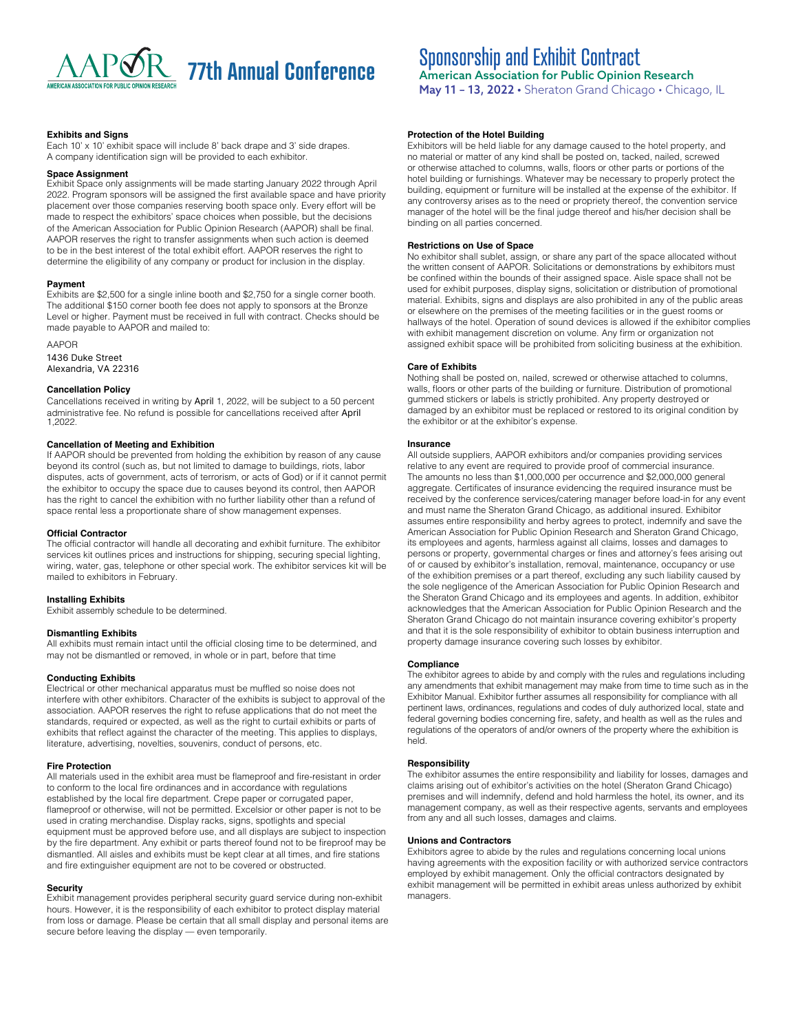# AAPOR 77th Annual Conference

## Sponsorship and Exhibit Contract

**American Association for Public Opinion Research**

**May 11 – 13, 2022** • Sheraton Grand Chicago • Chicago, IL

**Exhibits and Signs**
Each 10' x 10' exhibit space will include 8' back drape and 3' side drapes. A company identification sign will be provided to each exhibitor.

**Space Assignment**
Exhibit Space only assignments will be made starting January 2022 through April 2022. Program sponsors will be assigned the first available space and have priority placement over those companies reserving booth space only. Every effort will be made to respect the exhibitors' space choices when possible, but the decisions of the American Association for Public Opinion Research (AAPOR) shall be final. AAPOR reserves the right to transfer assignments when such action is deemed to be in the best interest of the total exhibit effort. AAPOR reserves the right to determine the eligibility of any company or product for inclusion in the display.

**Payment**
Exhibits are $2,500 for a single inline booth and $2,750 for a single corner booth. The additional $150 corner booth fee does not apply to sponsors at the Bronze Level or higher. Payment must be received in full with contract. Checks should be made payable to AAPOR and mailed to:

AAPOR
1436 Duke Street
Alexandria, VA 22316

**Cancellation Policy**
Cancellations received in writing by April 1, 2022, will be subject to a 50 percent administrative fee. No refund is possible for cancellations received after April 1,2022.

**Cancellation of Meeting and Exhibition**
If AAPOR should be prevented from holding the exhibition by reason of any cause beyond its control (such as, but not limited to damage to buildings, riots, labor disputes, acts of government, acts of terrorism, or acts of God) or if it cannot permit the exhibitor to occupy the space due to causes beyond its control, then AAPOR has the right to cancel the exhibition with no further liability other than a refund of space rental less a proportionate share of show management expenses.

**Official Contractor**
The official contractor will handle all decorating and exhibit furniture. The exhibitor services kit outlines prices and instructions for shipping, securing special lighting, wiring, water, gas, telephone or other special work. The exhibitor services kit will be mailed to exhibitors in February.

**Installing Exhibits**
Exhibit assembly schedule to be determined.

**Dismantling Exhibits**
All exhibits must remain intact until the official closing time to be determined, and may not be dismantled or removed, in whole or in part, before that time

**Conducting Exhibits**
Electrical or other mechanical apparatus must be muffled so noise does not interfere with other exhibitors. Character of the exhibits is subject to approval of the association. AAPOR reserves the right to refuse applications that do not meet the standards, required or expected, as well as the right to curtail exhibits or parts of exhibits that reflect against the character of the meeting. This applies to displays, literature, advertising, novelties, souvenirs, conduct of persons, etc.

**Fire Protection**
All materials used in the exhibit area must be flameproof and fire-resistant in order to conform to the local fire ordinances and in accordance with regulations established by the local fire department. Crepe paper or corrugated paper, flameproof or otherwise, will not be permitted. Excelsior or other paper is not to be used in crating merchandise. Display racks, signs, spotlights and special equipment must be approved before use, and all displays are subject to inspection by the fire department. Any exhibit or parts thereof found not to be fireproof may be dismantled. All aisles and exhibits must be kept clear at all times, and fire stations and fire extinguisher equipment are not to be covered or obstructed.

**Security**
Exhibit management provides peripheral security guard service during non-exhibit hours. However, it is the responsibility of each exhibitor to protect display material from loss or damage. Please be certain that all small display and personal items are secure before leaving the display — even temporarily.

**Protection of the Hotel Building**
Exhibitors will be held liable for any damage caused to the hotel property, and no material or matter of any kind shall be posted on, tacked, nailed, screwed or otherwise attached to columns, walls, floors or other parts or portions of the hotel building or furnishings. Whatever may be necessary to properly protect the building, equipment or furniture will be installed at the expense of the exhibitor. If any controversy arises as to the need or propriety thereof, the convention service manager of the hotel will be the final judge thereof and his/her decision shall be binding on all parties concerned.

**Restrictions on Use of Space**
No exhibitor shall sublet, assign, or share any part of the space allocated without the written consent of AAPOR. Solicitations or demonstrations by exhibitors must be confined within the bounds of their assigned space. Aisle space shall not be used for exhibit purposes, display signs, solicitation or distribution of promotional material. Exhibits, signs and displays are also prohibited in any of the public areas or elsewhere on the premises of the meeting facilities or in the guest rooms or hallways of the hotel. Operation of sound devices is allowed if the exhibitor complies with exhibit management discretion on volume. Any firm or organization not assigned exhibit space will be prohibited from soliciting business at the exhibition.

**Care of Exhibits**
Nothing shall be posted on, nailed, screwed or otherwise attached to columns, walls, floors or other parts of the building or furniture. Distribution of promotional gummed stickers or labels is strictly prohibited. Any property destroyed or damaged by an exhibitor must be replaced or restored to its original condition by the exhibitor or at the exhibitor's expense.

**Insurance**
All outside suppliers, AAPOR exhibitors and/or companies providing services relative to any event are required to provide proof of commercial insurance. The amounts no less than $1,000,000 per occurrence and $2,000,000 general aggregate. Certificates of insurance evidencing the required insurance must be received by the conference services/catering manager before load-in for any event and must name the Sheraton Grand Chicago, as additional insured. Exhibitor assumes entire responsibility and herby agrees to protect, indemnify and save the American Association for Public Opinion Research and Sheraton Grand Chicago, its employees and agents, harmless against all claims, losses and damages to persons or property, governmental charges or fines and attorney's fees arising out of or caused by exhibitor's installation, removal, maintenance, occupancy or use of the exhibition premises or a part thereof, excluding any such liability caused by the sole negligence of the American Association for Public Opinion Research and the Sheraton Grand Chicago and its employees and agents. In addition, exhibitor acknowledges that the American Association for Public Opinion Research and the Sheraton Grand Chicago do not maintain insurance covering exhibitor's property and that it is the sole responsibility of exhibitor to obtain business interruption and property damage insurance covering such losses by exhibitor.

**Compliance**
The exhibitor agrees to abide by and comply with the rules and regulations including any amendments that exhibit management may make from time to time such as in the Exhibitor Manual. Exhibitor further assumes all responsibility for compliance with all pertinent laws, ordinances, regulations and codes of duly authorized local, state and federal governing bodies concerning fire, safety, and health as well as the rules and regulations of the operators of and/or owners of the property where the exhibition is held.

**Responsibility**
The exhibitor assumes the entire responsibility and liability for losses, damages and claims arising out of exhibitor's activities on the hotel (Sheraton Grand Chicago) premises and will indemnify, defend and hold harmless the hotel, its owner, and its management company, as well as their respective agents, servants and employees from any and all such losses, damages and claims.

**Unions and Contractors**
Exhibitors agree to abide by the rules and regulations concerning local unions having agreements with the exposition facility or with authorized service contractors employed by exhibit management. Only the official contractors designated by exhibit management will be permitted in exhibit areas unless authorized by exhibit managers.